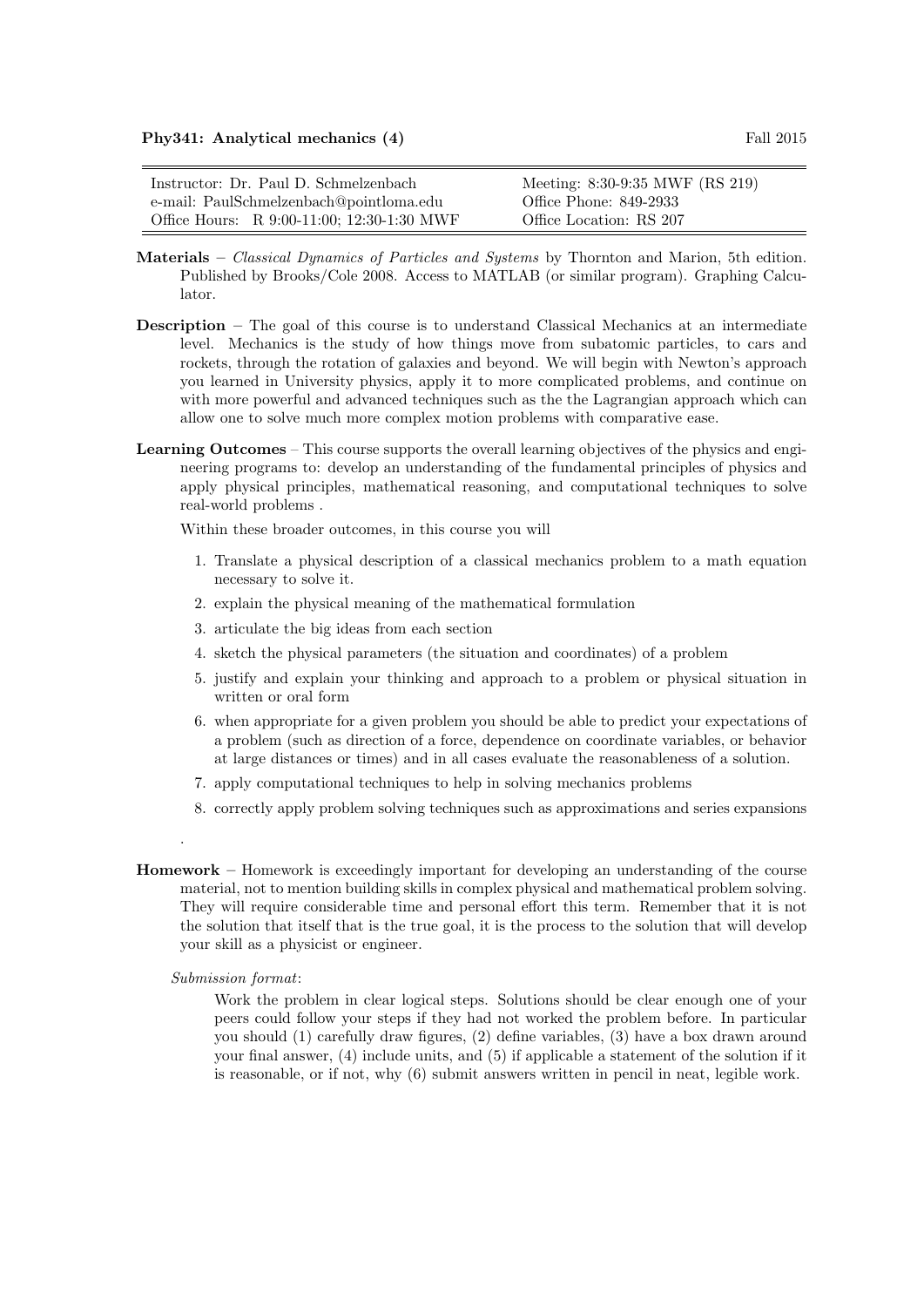**Phy341: Analytical mechanics (4)** Fall 2015

| | |
|---|---|
| Instructor: Dr. Paul D. Schmelzenbach | Meeting: 8:30-9:35 MWF (RS 219) |
| e-mail: PaulSchmelzenbach@pointloma.edu | Office Phone: 849-2933 |
| Office Hours: R 9:00-11:00; 12:30-1:30 MWF | Office Location: RS 207 |

**Materials** – *Classical Dynamics of Particles and Systems* by Thornton and Marion, 5th edition. Published by Brooks/Cole 2008. Access to MATLAB (or similar program). Graphing Calculator.

**Description** – The goal of this course is to understand Classical Mechanics at an intermediate level. Mechanics is the study of how things move from subatomic particles, to cars and rockets, through the rotation of galaxies and beyond. We will begin with Newton's approach you learned in University physics, apply it to more complicated problems, and continue on with more powerful and advanced techniques such as the the Lagrangian approach which can allow one to solve much more complex motion problems with comparative ease.

**Learning Outcomes** – This course supports the overall learning objectives of the physics and engineering programs to: develop an understanding of the fundamental principles of physics and apply physical principles, mathematical reasoning, and computational techniques to solve real-world problems .

Within these broader outcomes, in this course you will

1. Translate a physical description of a classical mechanics problem to a math equation necessary to solve it.
2. explain the physical meaning of the mathematical formulation
3. articulate the big ideas from each section
4. sketch the physical parameters (the situation and coordinates) of a problem
5. justify and explain your thinking and approach to a problem or physical situation in written or oral form
6. when appropriate for a given problem you should be able to predict your expectations of a problem (such as direction of a force, dependence on coordinate variables, or behavior at large distances or times) and in all cases evaluate the reasonableness of a solution.
7. apply computational techniques to help in solving mechanics problems
8. correctly apply problem solving techniques such as approximations and series expansions

.

**Homework** – Homework is exceedingly important for developing an understanding of the course material, not to mention building skills in complex physical and mathematical problem solving. They will require considerable time and personal effort this term. Remember that it is not the solution that itself that is the true goal, it is the process to the solution that will develop your skill as a physicist or engineer.

*Submission format*:

Work the problem in clear logical steps. Solutions should be clear enough one of your peers could follow your steps if they had not worked the problem before. In particular you should (1) carefully draw figures, (2) define variables, (3) have a box drawn around your final answer, (4) include units, and (5) if applicable a statement of the solution if it is reasonable, or if not, why (6) submit answers written in pencil in neat, legible work.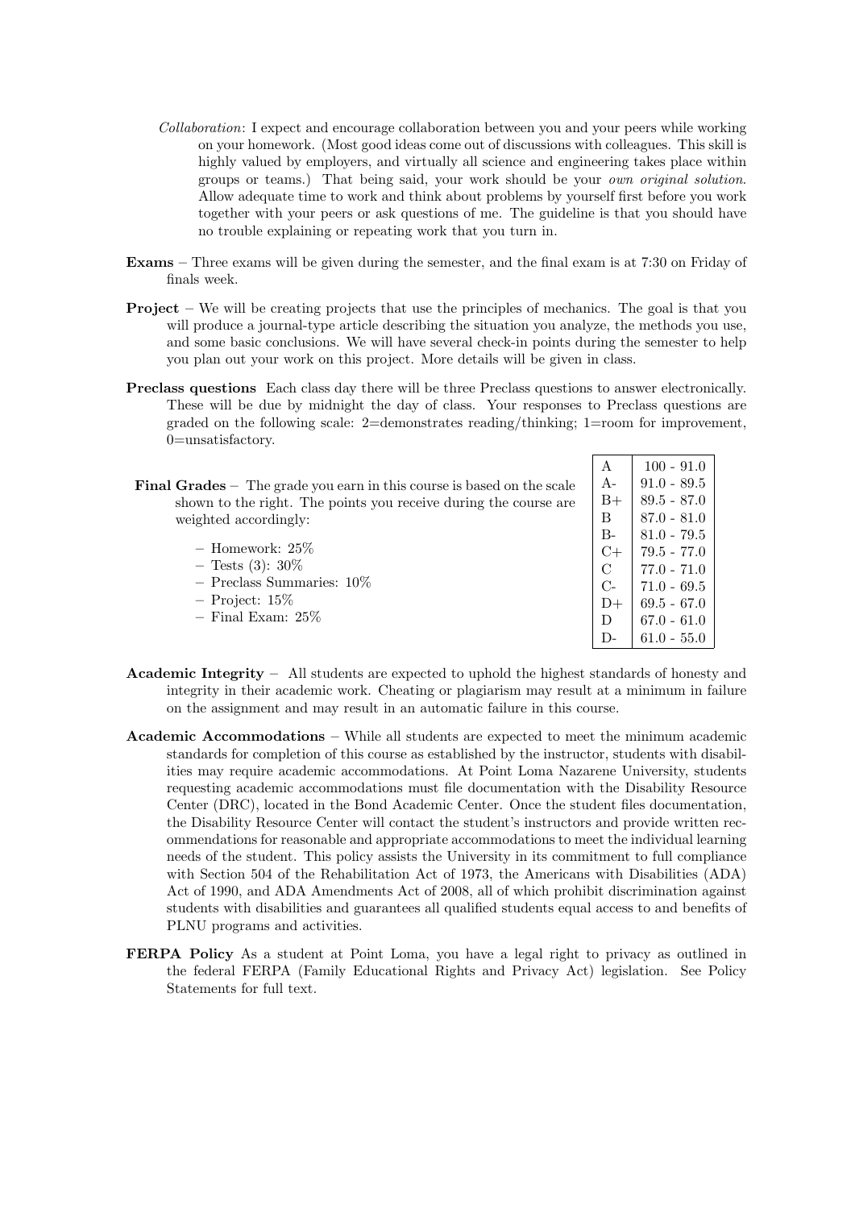*Collaboration*: I expect and encourage collaboration between you and your peers while working on your homework. (Most good ideas come out of discussions with colleagues. This skill is highly valued by employers, and virtually all science and engineering takes place within groups or teams.) That being said, your work should be your *own original solution*. Allow adequate time to work and think about problems by yourself first before you work together with your peers or ask questions of me. The guideline is that you should have no trouble explaining or repeating work that you turn in.

**Exams** – Three exams will be given during the semester, and the final exam is at 7:30 on Friday of finals week.

**Project** – We will be creating projects that use the principles of mechanics. The goal is that you will produce a journal-type article describing the situation you analyze, the methods you use, and some basic conclusions. We will have several check-in points during the semester to help you plan out your work on this project. More details will be given in class.

**Preclass questions** Each class day there will be three Preclass questions to answer electronically. These will be due by midnight the day of class. Your responses to Preclass questions are graded on the following scale: 2=demonstrates reading/thinking; 1=room for improvement, 0=unsatisfactory.

**Final Grades** – The grade you earn in this course is based on the scale shown to the right. The points you receive during the course are weighted accordingly:

- Homework: 25%
- Tests (3): 30%
- Preclass Summaries: 10%
- Project: 15%
- Final Exam: 25%

| | |
|---|---|
| A | 100 - 91.0 |
| A- | 91.0 - 89.5 |
| B+ | 89.5 - 87.0 |
| B | 87.0 - 81.0 |
| B- | 81.0 - 79.5 |
| C+ | 79.5 - 77.0 |
| C | 77.0 - 71.0 |
| C- | 71.0 - 69.5 |
| D+ | 69.5 - 67.0 |
| D | 67.0 - 61.0 |
| D- | 61.0 - 55.0 |

**Academic Integrity** – All students are expected to uphold the highest standards of honesty and integrity in their academic work. Cheating or plagiarism may result at a minimum in failure on the assignment and may result in an automatic failure in this course.

**Academic Accommodations** – While all students are expected to meet the minimum academic standards for completion of this course as established by the instructor, students with disabilities may require academic accommodations. At Point Loma Nazarene University, students requesting academic accommodations must file documentation with the Disability Resource Center (DRC), located in the Bond Academic Center. Once the student files documentation, the Disability Resource Center will contact the student's instructors and provide written recommendations for reasonable and appropriate accommodations to meet the individual learning needs of the student. This policy assists the University in its commitment to full compliance with Section 504 of the Rehabilitation Act of 1973, the Americans with Disabilities (ADA) Act of 1990, and ADA Amendments Act of 2008, all of which prohibit discrimination against students with disabilities and guarantees all qualified students equal access to and benefits of PLNU programs and activities.

**FERPA Policy** As a student at Point Loma, you have a legal right to privacy as outlined in the federal FERPA (Family Educational Rights and Privacy Act) legislation. See Policy Statements for full text.